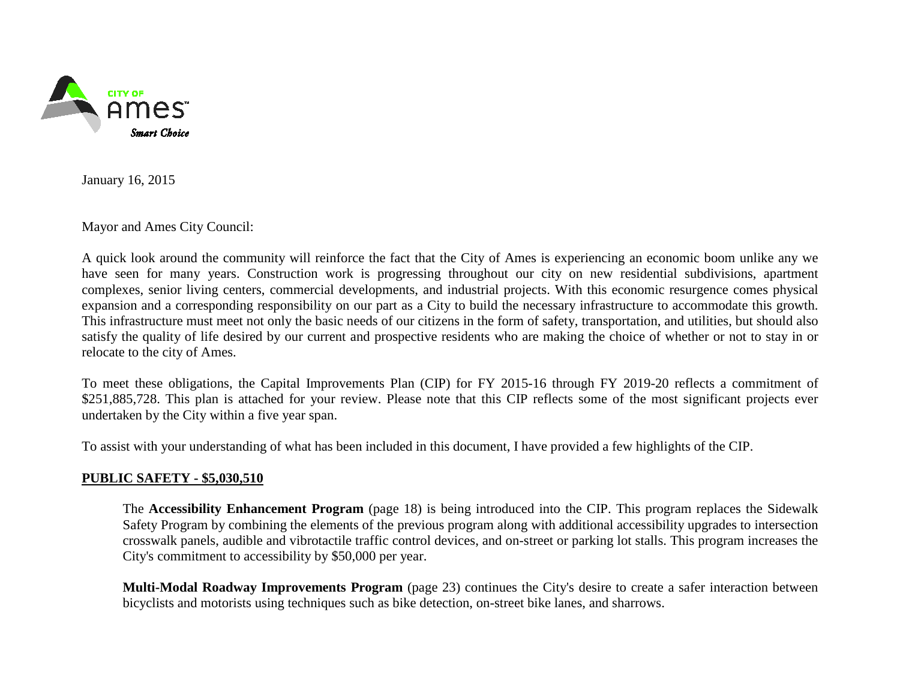January 16, 2015

Mayor and Ames City Council:

A quick look around the community will reinforce the fact that the City of Ames is experiencing an economic boom unlike any we have seen for many years. Construction work is progressing throughout our city on new residential subdivisions, apartment complexes, senior living centers, commercial developments, and industrial projects. With this economic resurgence comes physical expansion and a corresponding responsibility on our part as a City to build the necessary infrastructure to accommodate this growth. This infrastructure must meet not only the basic needs of our citizens in the form of safety, transportation, and utilities, but should also satisfy the quality of life desired by our current and prospective residents who are making the choice of whether or not to stay in or relocate to the city of Ames.

To meet these obligations, the Capital Improvements Plan (CIP) for FY 2015-16 through FY 2019-20 reflects a commitment of $251,885,728. This plan is attached for your review. Please note that this CIP reflects some of the most significant projects ever undertaken by the City within a five year span.

To assist with your understanding of what has been included in this document, I have provided a few highlights of the CIP.

**PUBLIC SAFETY - $5,030,510**

The **Accessibility Enhancement Program** (page 18) is being introduced into the CIP. This program replaces the Sidewalk Safety Program by combining the elements of the previous program along with additional accessibility upgrades to intersection crosswalk panels, audible and vibrotactile traffic control devices, and on-street or parking lot stalls. This program increases the City's commitment to accessibility by $50,000 per year.

**Multi-Modal Roadway Improvements Program** (page 23) continues the City's desire to create a safer interaction between bicyclists and motorists using techniques such as bike detection, on-street bike lanes, and sharrows.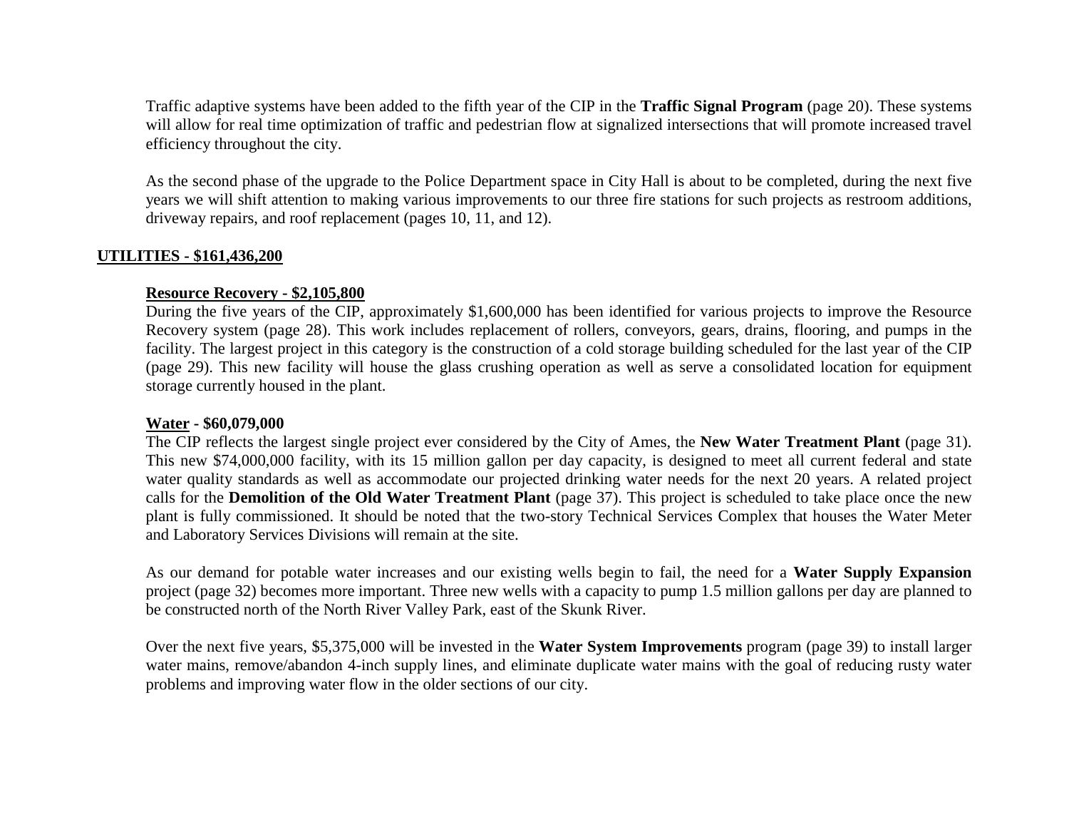Traffic adaptive systems have been added to the fifth year of the CIP in the **Traffic Signal Program** (page 20). These systems will allow for real time optimization of traffic and pedestrian flow at signalized intersections that will promote increased travel efficiency throughout the city.

As the second phase of the upgrade to the Police Department space in City Hall is about to be completed, during the next five years we will shift attention to making various improvements to our three fire stations for such projects as restroom additions, driveway repairs, and roof replacement (pages 10, 11, and 12).

## UTILITIES - $161,436,200

### Resource Recovery - $2,105,800

During the five years of the CIP, approximately $1,600,000 has been identified for various projects to improve the Resource Recovery system (page 28). This work includes replacement of rollers, conveyors, gears, drains, flooring, and pumps in the facility. The largest project in this category is the construction of a cold storage building scheduled for the last year of the CIP (page 29). This new facility will house the glass crushing operation as well as serve a consolidated location for equipment storage currently housed in the plant.

### Water - $60,079,000

The CIP reflects the largest single project ever considered by the City of Ames, the **New Water Treatment Plant** (page 31). This new $74,000,000 facility, with its 15 million gallon per day capacity, is designed to meet all current federal and state water quality standards as well as accommodate our projected drinking water needs for the next 20 years. A related project calls for the **Demolition of the Old Water Treatment Plant** (page 37). This project is scheduled to take place once the new plant is fully commissioned. It should be noted that the two-story Technical Services Complex that houses the Water Meter and Laboratory Services Divisions will remain at the site.

As our demand for potable water increases and our existing wells begin to fail, the need for a **Water Supply Expansion** project (page 32) becomes more important. Three new wells with a capacity to pump 1.5 million gallons per day are planned to be constructed north of the North River Valley Park, east of the Skunk River.

Over the next five years, $5,375,000 will be invested in the **Water System Improvements** program (page 39) to install larger water mains, remove/abandon 4-inch supply lines, and eliminate duplicate water mains with the goal of reducing rusty water problems and improving water flow in the older sections of our city.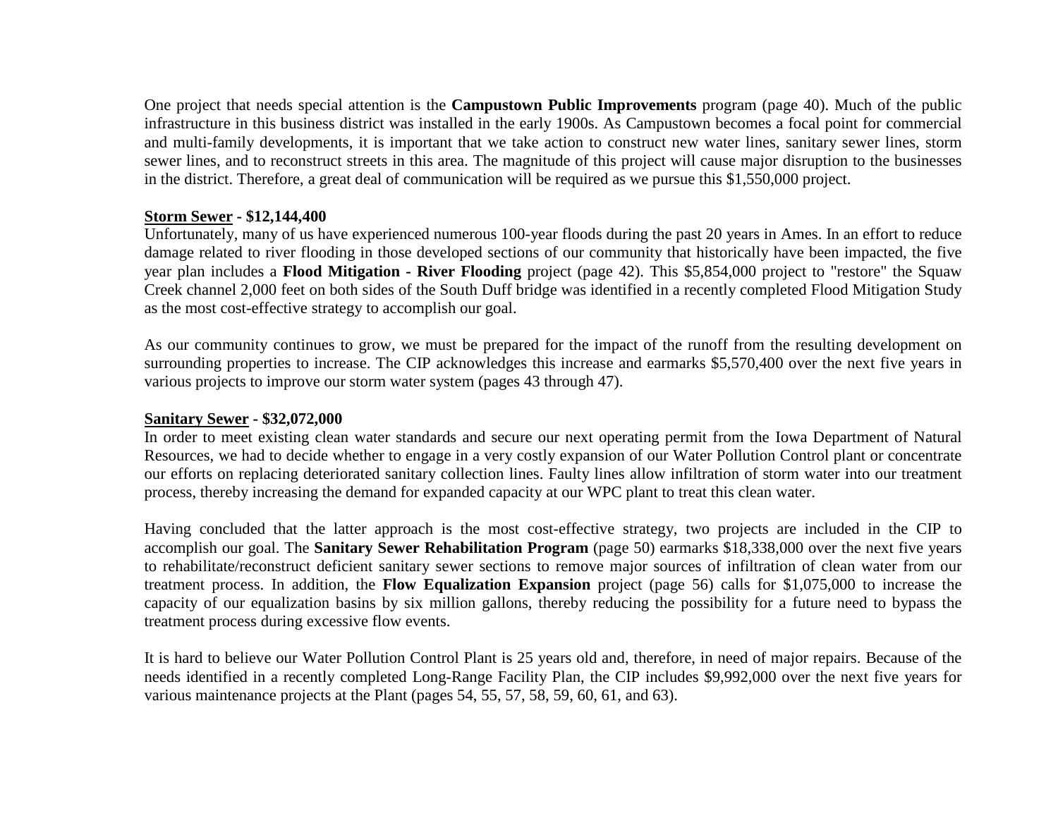One project that needs special attention is the **Campustown Public Improvements** program (page 40). Much of the public infrastructure in this business district was installed in the early 1900s. As Campustown becomes a focal point for commercial and multi-family developments, it is important that we take action to construct new water lines, sanitary sewer lines, storm sewer lines, and to reconstruct streets in this area. The magnitude of this project will cause major disruption to the businesses in the district. Therefore, a great deal of communication will be required as we pursue this $1,550,000 project.

**Storm Sewer - $12,144,400**

Unfortunately, many of us have experienced numerous 100-year floods during the past 20 years in Ames. In an effort to reduce damage related to river flooding in those developed sections of our community that historically have been impacted, the five year plan includes a **Flood Mitigation - River Flooding** project (page 42). This $5,854,000 project to "restore" the Squaw Creek channel 2,000 feet on both sides of the South Duff bridge was identified in a recently completed Flood Mitigation Study as the most cost-effective strategy to accomplish our goal.

As our community continues to grow, we must be prepared for the impact of the runoff from the resulting development on surrounding properties to increase. The CIP acknowledges this increase and earmarks $5,570,400 over the next five years in various projects to improve our storm water system (pages 43 through 47).

**Sanitary Sewer - $32,072,000**

In order to meet existing clean water standards and secure our next operating permit from the Iowa Department of Natural Resources, we had to decide whether to engage in a very costly expansion of our Water Pollution Control plant or concentrate our efforts on replacing deteriorated sanitary collection lines. Faulty lines allow infiltration of storm water into our treatment process, thereby increasing the demand for expanded capacity at our WPC plant to treat this clean water.

Having concluded that the latter approach is the most cost-effective strategy, two projects are included in the CIP to accomplish our goal. The **Sanitary Sewer Rehabilitation Program** (page 50) earmarks $18,338,000 over the next five years to rehabilitate/reconstruct deficient sanitary sewer sections to remove major sources of infiltration of clean water from our treatment process. In addition, the **Flow Equalization Expansion** project (page 56) calls for $1,075,000 to increase the capacity of our equalization basins by six million gallons, thereby reducing the possibility for a future need to bypass the treatment process during excessive flow events.

It is hard to believe our Water Pollution Control Plant is 25 years old and, therefore, in need of major repairs. Because of the needs identified in a recently completed Long-Range Facility Plan, the CIP includes $9,992,000 over the next five years for various maintenance projects at the Plant (pages 54, 55, 57, 58, 59, 60, 61, and 63).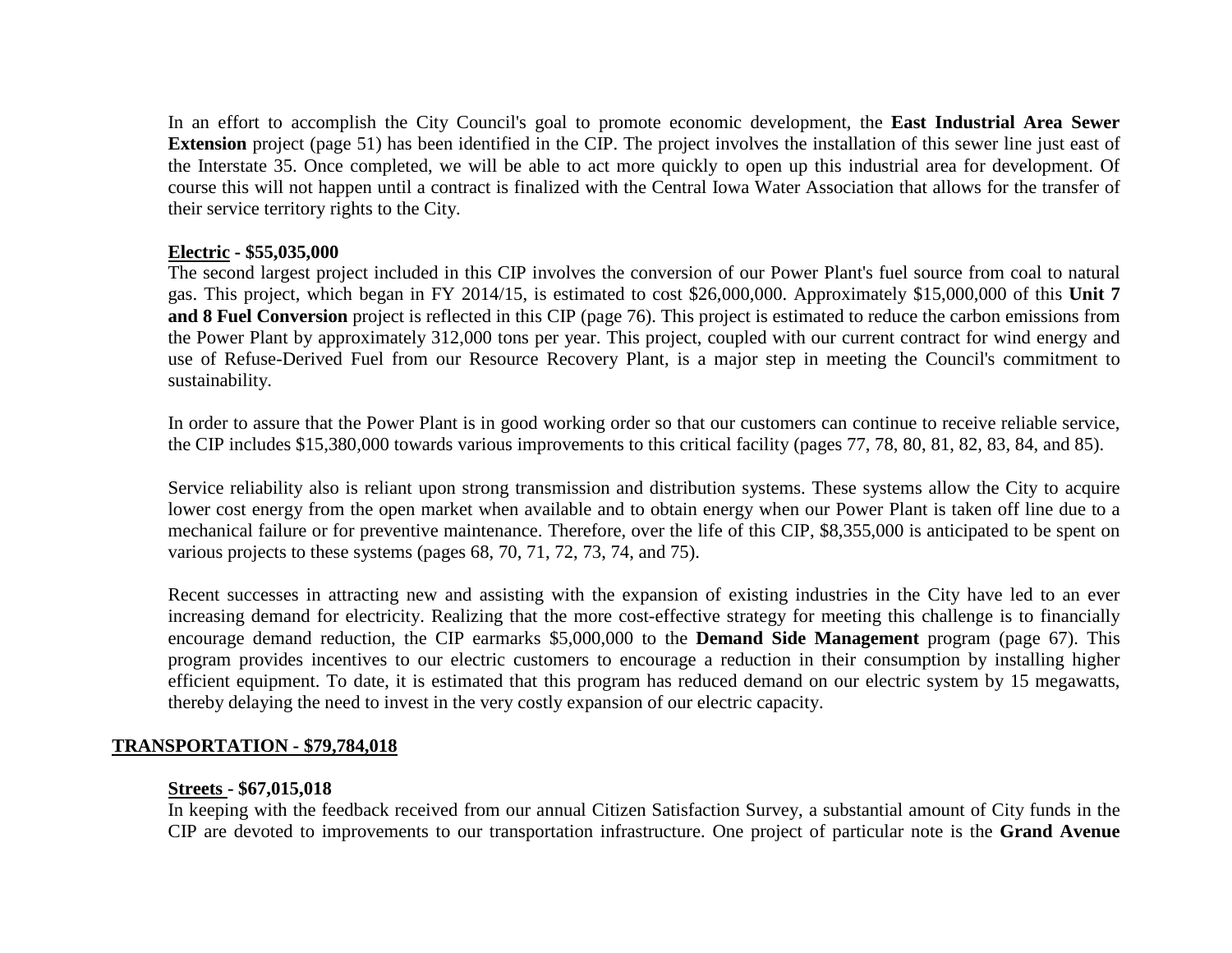In an effort to accomplish the City Council's goal to promote economic development, the **East Industrial Area Sewer Extension** project (page 51) has been identified in the CIP. The project involves the installation of this sewer line just east of the Interstate 35. Once completed, we will be able to act more quickly to open up this industrial area for development. Of course this will not happen until a contract is finalized with the Central Iowa Water Association that allows for the transfer of their service territory rights to the City.

### Electric - $55,035,000

The second largest project included in this CIP involves the conversion of our Power Plant's fuel source from coal to natural gas. This project, which began in FY 2014/15, is estimated to cost $26,000,000. Approximately $15,000,000 of this **Unit 7 and 8 Fuel Conversion** project is reflected in this CIP (page 76). This project is estimated to reduce the carbon emissions from the Power Plant by approximately 312,000 tons per year. This project, coupled with our current contract for wind energy and use of Refuse-Derived Fuel from our Resource Recovery Plant, is a major step in meeting the Council's commitment to sustainability.

In order to assure that the Power Plant is in good working order so that our customers can continue to receive reliable service, the CIP includes $15,380,000 towards various improvements to this critical facility (pages 77, 78, 80, 81, 82, 83, 84, and 85).

Service reliability also is reliant upon strong transmission and distribution systems. These systems allow the City to acquire lower cost energy from the open market when available and to obtain energy when our Power Plant is taken off line due to a mechanical failure or for preventive maintenance. Therefore, over the life of this CIP, $8,355,000 is anticipated to be spent on various projects to these systems (pages 68, 70, 71, 72, 73, 74, and 75).

Recent successes in attracting new and assisting with the expansion of existing industries in the City have led to an ever increasing demand for electricity. Realizing that the more cost-effective strategy for meeting this challenge is to financially encourage demand reduction, the CIP earmarks $5,000,000 to the **Demand Side Management** program (page 67). This program provides incentives to our electric customers to encourage a reduction in their consumption by installing higher efficient equipment. To date, it is estimated that this program has reduced demand on our electric system by 15 megawatts, thereby delaying the need to invest in the very costly expansion of our electric capacity.

## TRANSPORTATION - $79,784,018

### Streets - $67,015,018

In keeping with the feedback received from our annual Citizen Satisfaction Survey, a substantial amount of City funds in the CIP are devoted to improvements to our transportation infrastructure. One project of particular note is the **Grand Avenue**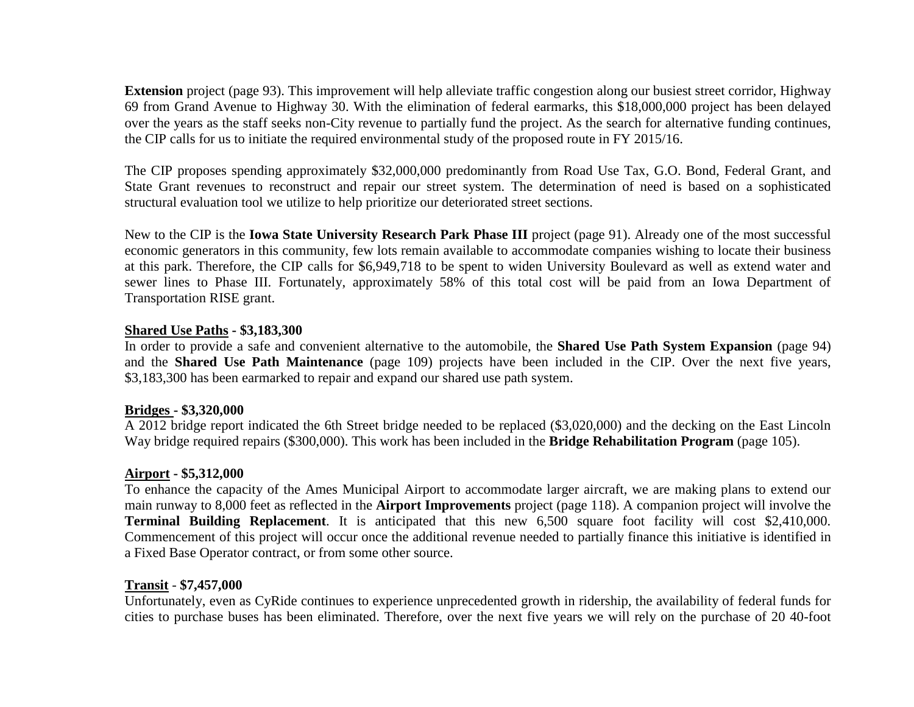**Extension** project (page 93). This improvement will help alleviate traffic congestion along our busiest street corridor, Highway 69 from Grand Avenue to Highway 30. With the elimination of federal earmarks, this $18,000,000 project has been delayed over the years as the staff seeks non-City revenue to partially fund the project. As the search for alternative funding continues, the CIP calls for us to initiate the required environmental study of the proposed route in FY 2015/16.

The CIP proposes spending approximately $32,000,000 predominantly from Road Use Tax, G.O. Bond, Federal Grant, and State Grant revenues to reconstruct and repair our street system. The determination of need is based on a sophisticated structural evaluation tool we utilize to help prioritize our deteriorated street sections.

New to the CIP is the **Iowa State University Research Park Phase III** project (page 91). Already one of the most successful economic generators in this community, few lots remain available to accommodate companies wishing to locate their business at this park. Therefore, the CIP calls for $6,949,718 to be spent to widen University Boulevard as well as extend water and sewer lines to Phase III. Fortunately, approximately 58% of this total cost will be paid from an Iowa Department of Transportation RISE grant.

**Shared Use Paths - $3,183,300**

In order to provide a safe and convenient alternative to the automobile, the **Shared Use Path System Expansion** (page 94) and the **Shared Use Path Maintenance** (page 109) projects have been included in the CIP. Over the next five years, $3,183,300 has been earmarked to repair and expand our shared use path system.

**Bridges - $3,320,000**

A 2012 bridge report indicated the 6th Street bridge needed to be replaced ($3,020,000) and the decking on the East Lincoln Way bridge required repairs ($300,000). This work has been included in the **Bridge Rehabilitation Program** (page 105).

**Airport - $5,312,000**

To enhance the capacity of the Ames Municipal Airport to accommodate larger aircraft, we are making plans to extend our main runway to 8,000 feet as reflected in the **Airport Improvements** project (page 118). A companion project will involve the **Terminal Building Replacement**. It is anticipated that this new 6,500 square foot facility will cost $2,410,000. Commencement of this project will occur once the additional revenue needed to partially finance this initiative is identified in a Fixed Base Operator contract, or from some other source.

**Transit - $7,457,000**

Unfortunately, even as CyRide continues to experience unprecedented growth in ridership, the availability of federal funds for cities to purchase buses has been eliminated. Therefore, over the next five years we will rely on the purchase of 20 40-foot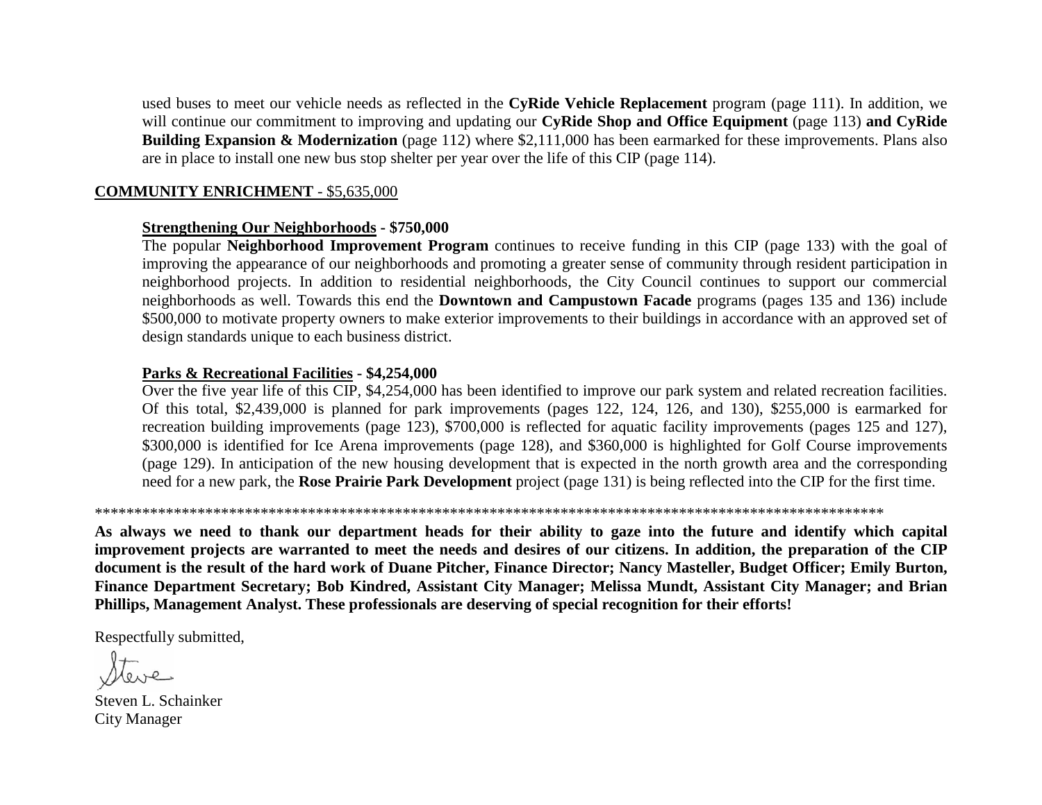used buses to meet our vehicle needs as reflected in the **CyRide Vehicle Replacement** program (page 111). In addition, we will continue our commitment to improving and updating our **CyRide Shop and Office Equipment** (page 113) **and CyRide Building Expansion & Modernization** (page 112) where $2,111,000 has been earmarked for these improvements. Plans also are in place to install one new bus stop shelter per year over the life of this CIP (page 114).

**COMMUNITY ENRICHMENT** - $5,635,000

**Strengthening Our Neighborhoods - $750,000**

The popular **Neighborhood Improvement Program** continues to receive funding in this CIP (page 133) with the goal of improving the appearance of our neighborhoods and promoting a greater sense of community through resident participation in neighborhood projects. In addition to residential neighborhoods, the City Council continues to support our commercial neighborhoods as well. Towards this end the **Downtown and Campustown Facade** programs (pages 135 and 136) include $500,000 to motivate property owners to make exterior improvements to their buildings in accordance with an approved set of design standards unique to each business district.

**Parks & Recreational Facilities - $4,254,000**

Over the five year life of this CIP, $4,254,000 has been identified to improve our park system and related recreation facilities. Of this total, $2,439,000 is planned for park improvements (pages 122, 124, 126, and 130), $255,000 is earmarked for recreation building improvements (page 123), $700,000 is reflected for aquatic facility improvements (pages 125 and 127), $300,000 is identified for Ice Arena improvements (page 128), and $360,000 is highlighted for Golf Course improvements (page 129). In anticipation of the new housing development that is expected in the north growth area and the corresponding need for a new park, the **Rose Prairie Park Development** project (page 131) is being reflected into the CIP for the first time.

*****************************************************************************************************

**As always we need to thank our department heads for their ability to gaze into the future and identify which capital improvement projects are warranted to meet the needs and desires of our citizens. In addition, the preparation of the CIP document is the result of the hard work of Duane Pitcher, Finance Director; Nancy Masteller, Budget Officer; Emily Burton, Finance Department Secretary; Bob Kindred, Assistant City Manager; Melissa Mundt, Assistant City Manager; and Brian Phillips, Management Analyst. These professionals are deserving of special recognition for their efforts!**

Respectfully submitted,

Steve

Steven L. Schainker
City Manager